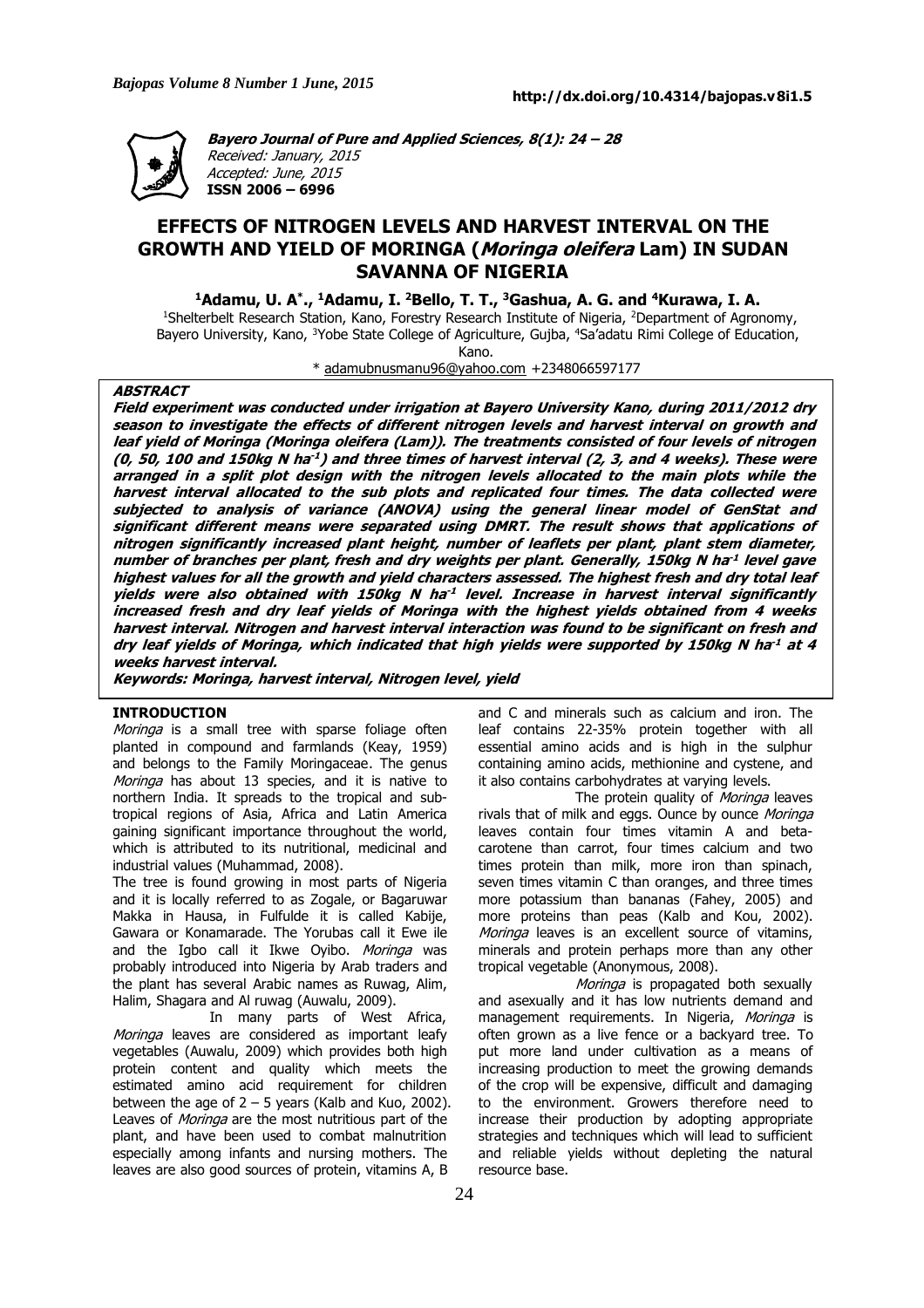**Bayero Journal of Pure and Applied Sciences, 8(1): 24 – 28**
Received: January, 2015
Accepted: June, 2015
**ISSN 2006 – 6996**

http://dx.doi.org/10.4314/bajopas.v8i1.5

# EFFECTS OF NITROGEN LEVELS AND HARVEST INTERVAL ON THE GROWTH AND YIELD OF MORINGA (*Moringa oleifera* Lam) IN SUDAN SAVANNA OF NIGERIA

**[1]Adamu, U. A[*]., [1]Adamu, I. [2]Bello, T. T., [3]Gashua, A. G. and [4]Kurawa, I. A.**

[1]Shelterbelt Research Station, Kano, Forestry Research Institute of Nigeria, [2]Department of Agronomy, Bayero University, Kano, [3]Yobe State College of Agriculture, Gujba, [4]Sa'adatu Rimi College of Education, Kano.

* adamubnusmanu96@yahoo.com +2348066597177

### ABSTRACT

***Field experiment was conducted under irrigation at Bayero University Kano, during 2011/2012 dry season to investigate the effects of different nitrogen levels and harvest interval on growth and leaf yield of Moringa (Moringa oleifera (Lam)). The treatments consisted of four levels of nitrogen (0, 50, 100 and 150kg N ha$^{-1}$) and three times of harvest interval (2, 3, and 4 weeks). These were arranged in a split plot design with the nitrogen levels allocated to the main plots while the harvest interval allocated to the sub plots and replicated four times. The data collected were subjected to analysis of variance (ANOVA) using the general linear model of GenStat and significant different means were separated using DMRT. The result shows that applications of nitrogen significantly increased plant height, number of leaflets per plant, plant stem diameter, number of branches per plant, fresh and dry weights per plant. Generally, 150kg N ha$^{-1}$ level gave highest values for all the growth and yield characters assessed. The highest fresh and dry total leaf yields were also obtained with 150kg N ha$^{-1}$ level. Increase in harvest interval significantly increased fresh and dry leaf yields of Moringa with the highest yields obtained from 4 weeks harvest interval. Nitrogen and harvest interval interaction was found to be significant on fresh and dry leaf yields of Moringa, which indicated that high yields were supported by 150kg N ha$^{-1}$ at 4 weeks harvest interval.***

***Keywords: Moringa, harvest interval, Nitrogen level, yield***

## INTRODUCTION

*Moringa* is a small tree with sparse foliage often planted in compound and farmlands (Keay, 1959) and belongs to the Family Moringaceae. The genus *Moringa* has about 13 species, and it is native to northern India. It spreads to the tropical and sub-tropical regions of Asia, Africa and Latin America gaining significant importance throughout the world, which is attributed to its nutritional, medicinal and industrial values (Muhammad, 2008).

The tree is found growing in most parts of Nigeria and it is locally referred to as Zogale, or Bagaruwar Makka in Hausa, in Fulfulde it is called Kabije, Gawara or Konamarade. The Yorubas call it Ewe ile and the Igbo call it Ikwe Oyibo. *Moringa* was probably introduced into Nigeria by Arab traders and the plant has several Arabic names as Ruwag, Alim, Halim, Shagara and Al ruwag (Auwalu, 2009).

In many parts of West Africa, *Moringa* leaves are considered as important leafy vegetables (Auwalu, 2009) which provides both high protein content and quality which meets the estimated amino acid requirement for children between the age of 2 – 5 years (Kalb and Kuo, 2002). Leaves of *Moringa* are the most nutritious part of the plant, and have been used to combat malnutrition especially among infants and nursing mothers. The leaves are also good sources of protein, vitamins A, B and C and minerals such as calcium and iron. The leaf contains 22-35% protein together with all essential amino acids and is high in the sulphur containing amino acids, methionine and cystene, and it also contains carbohydrates at varying levels.

The protein quality of *Moringa* leaves rivals that of milk and eggs. Ounce by ounce *Moringa* leaves contain four times vitamin A and beta-carotene than carrot, four times calcium and two times protein than milk, more iron than spinach, seven times vitamin C than oranges, and three times more potassium than bananas (Fahey, 2005) and more proteins than peas (Kalb and Kou, 2002). *Moringa* leaves is an excellent source of vitamins, minerals and protein perhaps more than any other tropical vegetable (Anonymous, 2008).

*Moringa* is propagated both sexually and asexually and it has low nutrients demand and management requirements. In Nigeria, *Moringa* is often grown as a live fence or a backyard tree. To put more land under cultivation as a means of increasing production to meet the growing demands of the crop will be expensive, difficult and damaging to the environment. Growers therefore need to increase their production by adopting appropriate strategies and techniques which will lead to sufficient and reliable yields without depleting the natural resource base.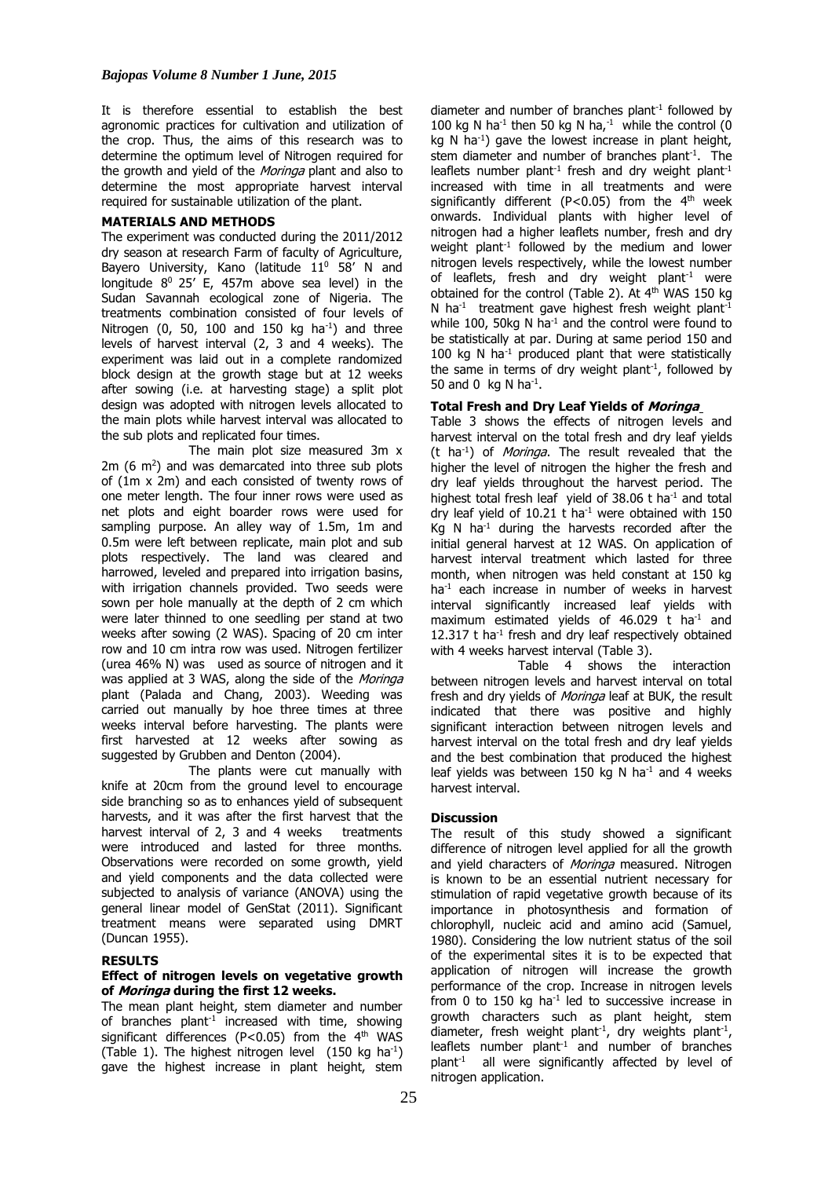It is therefore essential to establish the best agronomic practices for cultivation and utilization of the crop. Thus, the aims of this research was to determine the optimum level of Nitrogen required for the growth and yield of the *Moringa* plant and also to determine the most appropriate harvest interval required for sustainable utilization of the plant.

## MATERIALS AND METHODS

The experiment was conducted during the 2011/2012 dry season at research Farm of faculty of Agriculture, Bayero University, Kano (latitude $11^0$ 58′ N and longitude $8^0$ 25′ E, 457m above sea level) in the Sudan Savannah ecological zone of Nigeria. The treatments combination consisted of four levels of Nitrogen (0, 50, 100 and 150 kg $ha^{-1}$) and three levels of harvest interval (2, 3 and 4 weeks). The experiment was laid out in a complete randomized block design at the growth stage but at 12 weeks after sowing (i.e. at harvesting stage) a split plot design was adopted with nitrogen levels allocated to the main plots while harvest interval was allocated to the sub plots and replicated four times.

The main plot size measured 3m x 2m (6 $m^2$) and was demarcated into three sub plots of (1m x 2m) and each consisted of twenty rows of one meter length. The four inner rows were used as net plots and eight boarder rows were used for sampling purpose. An alley way of 1.5m, 1m and 0.5m were left between replicate, main plot and sub plots respectively. The land was cleared and harrowed, leveled and prepared into irrigation basins, with irrigation channels provided. Two seeds were sown per hole manually at the depth of 2 cm which were later thinned to one seedling per stand at two weeks after sowing (2 WAS). Spacing of 20 cm inter row and 10 cm intra row was used. Nitrogen fertilizer (urea 46% N) was used as source of nitrogen and it was applied at 3 WAS, along the side of the *Moringa* plant (Palada and Chang, 2003). Weeding was carried out manually by hoe three times at three weeks interval before harvesting. The plants were first harvested at 12 weeks after sowing as suggested by Grubben and Denton (2004).

The plants were cut manually with knife at 20cm from the ground level to encourage side branching so as to enhances yield of subsequent harvests, and it was after the first harvest that the harvest interval of 2, 3 and 4 weeks treatments were introduced and lasted for three months. Observations were recorded on some growth, yield and yield components and the data collected were subjected to analysis of variance (ANOVA) using the general linear model of GenStat (2011). Significant treatment means were separated using DMRT (Duncan 1955).

## RESULTS

### Effect of nitrogen levels on vegetative growth of *Moringa* during the first 12 weeks.

The mean plant height, stem diameter and number of branches $plant^{-1}$ increased with time, showing significant differences ($P<0.05$) from the $4^{th}$ WAS (Table 1). The highest nitrogen level (150 kg $ha^{-1}$) gave the highest increase in plant height, stem diameter and number of branches $plant^{-1}$ followed by 100 kg N $ha^{-1}$ then 50 kg N $ha^{-1}$, while the control (0 kg N $ha^{-1}$) gave the lowest increase in plant height, stem diameter and number of branches $plant^{-1}$. The leaflets number $plant^{-1}$ fresh and dry weight $plant^{-1}$ increased with time in all treatments and were significantly different ($P<0.05$) from the $4^{th}$ week onwards. Individual plants with higher level of nitrogen had a higher leaflets number, fresh and dry weight $plant^{-1}$ followed by the medium and lower nitrogen levels respectively, while the lowest number of leaflets, fresh and dry weight $plant^{-1}$ were obtained for the control (Table 2). At $4^{th}$ WAS 150 kg N $ha^{-1}$ treatment gave highest fresh weight $plant^{-1}$ while 100, 50kg N $ha^{-1}$ and the control were found to be statistically at par. During at same period 150 and 100 kg N $ha^{-1}$ produced plant that were statistically the same in terms of dry weight $plant^{-1}$, followed by 50 and 0 kg N $ha^{-1}$.

### Total Fresh and Dry Leaf Yields of *Moringa*

Table 3 shows the effects of nitrogen levels and harvest interval on the total fresh and dry leaf yields (t $ha^{-1}$) of *Moringa*. The result revealed that the higher the level of nitrogen the higher the fresh and dry leaf yields throughout the harvest period. The highest total fresh leaf yield of 38.06 t $ha^{-1}$ and total dry leaf yield of 10.21 t $ha^{-1}$ were obtained with 150 Kg N $ha^{-1}$ during the harvests recorded after the initial general harvest at 12 WAS. On application of harvest interval treatment which lasted for three month, when nitrogen was held constant at 150 kg $ha^{-1}$ each increase in number of weeks in harvest interval significantly increased leaf yields with maximum estimated yields of 46.029 t $ha^{-1}$ and 12.317 t $ha^{-1}$ fresh and dry leaf respectively obtained with 4 weeks harvest interval (Table 3).

Table 4 shows the interaction between nitrogen levels and harvest interval on total fresh and dry yields of *Moringa* leaf at BUK, the result indicated that there was positive and highly significant interaction between nitrogen levels and harvest interval on the total fresh and dry leaf yields and the best combination that produced the highest leaf yields was between 150 kg N $ha^{-1}$ and 4 weeks harvest interval.

## Discussion

The result of this study showed a significant difference of nitrogen level applied for all the growth and yield characters of *Moringa* measured. Nitrogen is known to be an essential nutrient necessary for stimulation of rapid vegetative growth because of its importance in photosynthesis and formation of chlorophyll, nucleic acid and amino acid (Samuel, 1980). Considering the low nutrient status of the soil of the experimental sites it is to be expected that application of nitrogen will increase the growth performance of the crop. Increase in nitrogen levels from 0 to 150 kg $ha^{-1}$ led to successive increase in growth characters such as plant height, stem diameter, fresh weight $plant^{-1}$, dry weights $plant^{-1}$, leaflets number $plant^{-1}$ and number of branches $plant^{-1}$ all were significantly affected by level of nitrogen application.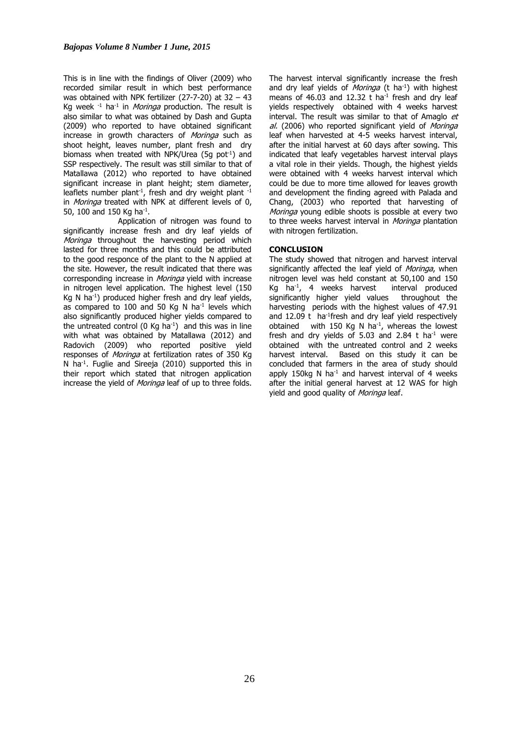This is in line with the findings of Oliver (2009) who recorded similar result in which best performance was obtained with NPK fertilizer (27-7-20) at 32 – 43 Kg week $^{-1}$ ha$^{-1}$ in *Moringa* production. The result is also similar to what was obtained by Dash and Gupta (2009) who reported to have obtained significant increase in growth characters of *Moringa* such as shoot height, leaves number, plant fresh and dry biomass when treated with NPK/Urea (5g pot$^{-1}$) and SSP respectively. The result was still similar to that of Matallawa (2012) who reported to have obtained significant increase in plant height; stem diameter, leaflets number plant$^{-1}$, fresh and dry weight plant $^{-1}$ in *Moringa* treated with NPK at different levels of 0, 50, 100 and 150 Kg ha$^{-1}$.

Application of nitrogen was found to significantly increase fresh and dry leaf yields of *Moringa* throughout the harvesting period which lasted for three months and this could be attributed to the good responce of the plant to the N applied at the site. However, the result indicated that there was corresponding increase in *Moringa* yield with increase in nitrogen level application. The highest level (150 Kg N ha$^{-1}$) produced higher fresh and dry leaf yields, as compared to 100 and 50 Kg N ha$^{-1}$ levels which also significantly produced higher yields compared to the untreated control (0 Kg ha$^{-1}$) and this was in line with what was obtained by Matallawa (2012) and Radovich (2009) who reported positive yield responses of *Moringa* at fertilization rates of 350 Kg N ha$^{-1}$. Fuglie and Sireeja (2010) supported this in their report which stated that nitrogen application increase the yield of *Moringa* leaf of up to three folds.

The harvest interval significantly increase the fresh and dry leaf yields of *Moringa* (t ha$^{-1}$) with highest means of 46.03 and 12.32 t ha$^{-1}$ fresh and dry leaf yields respectively obtained with 4 weeks harvest interval. The result was similar to that of Amaglo *et al.* (2006) who reported significant yield of *Moringa* leaf when harvested at 4-5 weeks harvest interval, after the initial harvest at 60 days after sowing. This indicated that leafy vegetables harvest interval plays a vital role in their yields. Though, the highest yields were obtained with 4 weeks harvest interval which could be due to more time allowed for leaves growth and development the finding agreed with Palada and Chang, (2003) who reported that harvesting of *Moringa* young edible shoots is possible at every two to three weeks harvest interval in *Moringa* plantation with nitrogen fertilization.

## CONCLUSION

The study showed that nitrogen and harvest interval significantly affected the leaf yield of *Moringa*, when nitrogen level was held constant at 50,100 and 150 Kg ha$^{-1}$, 4 weeks harvest interval produced significantly higher yield values throughout the harvesting periods with the highest values of 47.91 and 12.09 t ha$^{-1}$fresh and dry leaf yield respectively obtained with 150 Kg N ha$^{-1}$, whereas the lowest fresh and dry yields of 5.03 and 2.84 t ha$^{-1}$ were obtained with the untreated control and 2 weeks harvest interval. Based on this study it can be concluded that farmers in the area of study should apply 150kg N ha$^{-1}$ and harvest interval of 4 weeks after the initial general harvest at 12 WAS for high yield and good quality of *Moringa* leaf.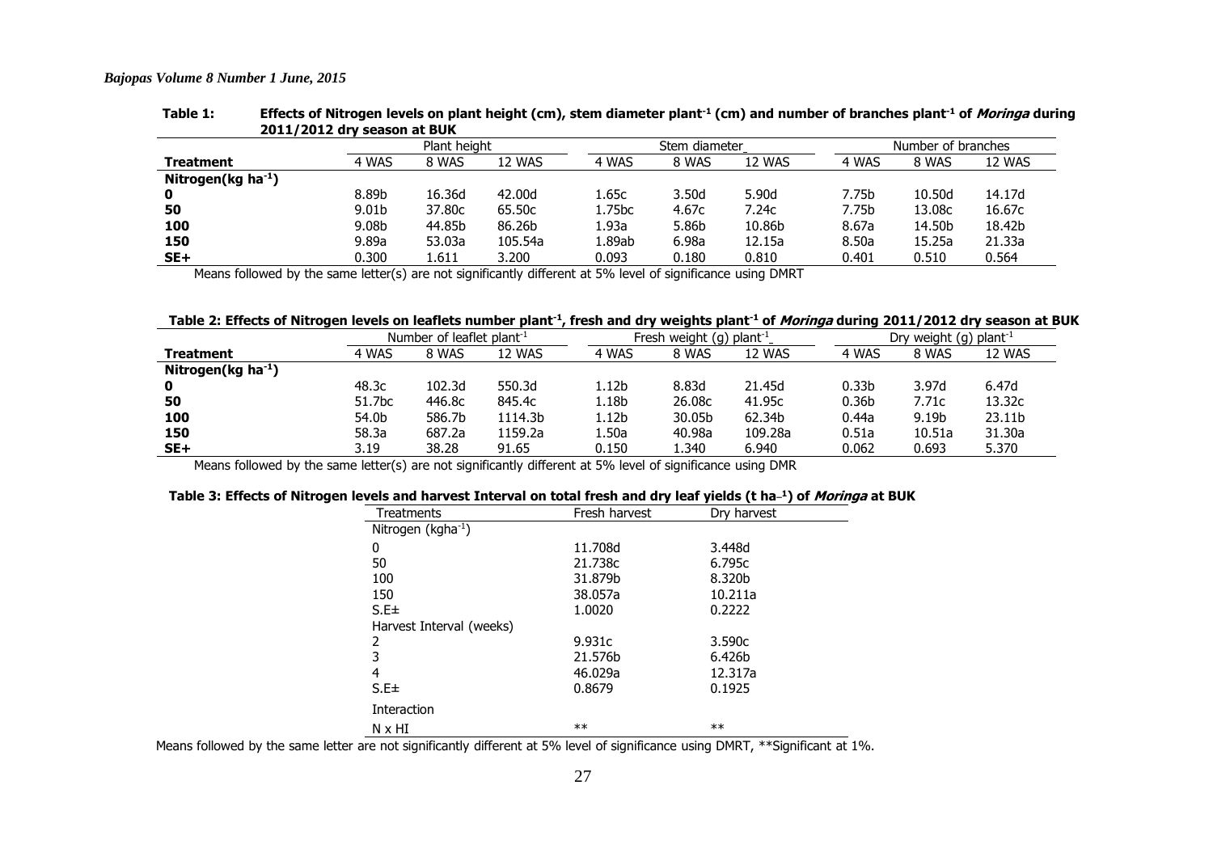**Table 1: Effects of Nitrogen levels on plant height (cm), stem diameter plant$^{-1}$ (cm) and number of branches plant$^{-1}$ of *Moringa* during 2011/2012 dry season at BUK**

| | Plant height | | | Stem diameter | | | Number of branches | | |
|---|---|---|---|---|---|---|---|---|---|
| **Treatment** | 4 WAS | 8 WAS | 12 WAS | 4 WAS | 8 WAS | 12 WAS | 4 WAS | 8 WAS | 12 WAS |
| **Nitrogen(kg ha$^{-1}$)** | | | | | | | | | |
| **0** | 8.89b | 16.36d | 42.00d | 1.65c | 3.50d | 5.90d | 7.75b | 10.50d | 14.17d |
| **50** | 9.01b | 37.80c | 65.50c | 1.75bc | 4.67c | 7.24c | 7.75b | 13.08c | 16.67c |
| **100** | 9.08b | 44.85b | 86.26b | 1.93a | 5.86b | 10.86b | 8.67a | 14.50b | 18.42b |
| **150** | 9.89a | 53.03a | 105.54a | 1.89ab | 6.98a | 12.15a | 8.50a | 15.25a | 21.33a |
| **SE+** | 0.300 | 1.611 | 3.200 | 0.093 | 0.180 | 0.810 | 0.401 | 0.510 | 0.564 |

Means followed by the same letter(s) are not significantly different at 5% level of significance using DMRT

**Table 2: Effects of Nitrogen levels on leaflets number plant$^{-1}$, fresh and dry weights plant$^{-1}$ of *Moringa* during 2011/2012 dry season at BUK**

| | Number of leaflet plant$^{-1}$ | | | Fresh weight (g) plant$^{-1}$ | | | Dry weight (g) plant$^{-1}$ | | |
|---|---|---|---|---|---|---|---|---|---|
| **Treatment** | 4 WAS | 8 WAS | 12 WAS | 4 WAS | 8 WAS | 12 WAS | 4 WAS | 8 WAS | 12 WAS |
| **Nitrogen(kg ha$^{-1}$)** | | | | | | | | | |
| **0** | 48.3c | 102.3d | 550.3d | 1.12b | 8.83d | 21.45d | 0.33b | 3.97d | 6.47d |
| **50** | 51.7bc | 446.8c | 845.4c | 1.18b | 26.08c | 41.95c | 0.36b | 7.71c | 13.32c |
| **100** | 54.0b | 586.7b | 1114.3b | 1.12b | 30.05b | 62.34b | 0.44a | 9.19b | 23.11b |
| **150** | 58.3a | 687.2a | 1159.2a | 1.50a | 40.98a | 109.28a | 0.51a | 10.51a | 31.30a |
| **SE+** | 3.19 | 38.28 | 91.65 | 0.150 | 1.340 | 6.940 | 0.062 | 0.693 | 5.370 |

Means followed by the same letter(s) are not significantly different at 5% level of significance using DMR

**Table 3: Effects of Nitrogen levels and harvest Interval on total fresh and dry leaf yields (t ha$^{-1}$) of *Moringa* at BUK**

| Treatments | Fresh harvest | Dry harvest |
|---|---|---|
| Nitrogen (kgha$^{-1}$) | | |
| 0 | 11.708d | 3.448d |
| 50 | 21.738c | 6.795c |
| 100 | 31.879b | 8.320b |
| 150 | 38.057a | 10.211a |
| S.E± | 1.0020 | 0.2222 |
| Harvest Interval (weeks) | | |
| 2 | 9.931c | 3.590c |
| 3 | 21.576b | 6.426b |
| 4 | 46.029a | 12.317a |
| S.E± | 0.8679 | 0.1925 |
| Interaction | | |
| N x HI | ** | ** |

Means followed by the same letter are not significantly different at 5% level of significance using DMRT, **Significant at 1%.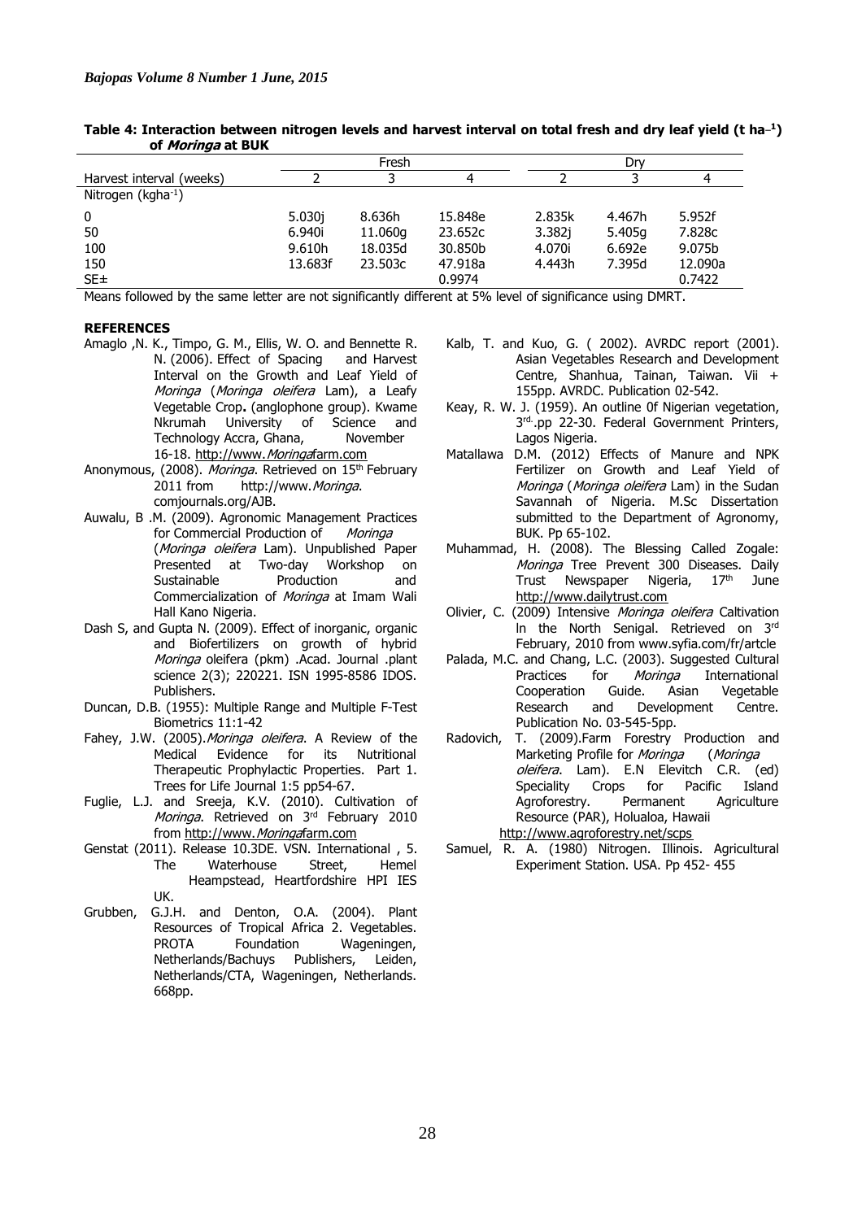**Table 4: Interaction between nitrogen levels and harvest interval on total fresh and dry leaf yield (t ha$^{-1}$) of *Moringa* at BUK**

| | Fresh | | | Dry | | |
|---|---|---|---|---|---|---|
| Harvest interval (weeks) | 2 | 3 | 4 | 2 | 3 | 4 |
| Nitrogen (kgha$^{-1}$) | | | | | | |
| 0 | 5.030j | 8.636h | 15.848e | 2.835k | 4.467h | 5.952f |
| 50 | 6.940i | 11.060g | 23.652c | 3.382j | 5.405g | 7.828c |
| 100 | 9.610h | 18.035d | 30.850b | 4.070i | 6.692e | 9.075b |
| 150 | 13.683f | 23.503c | 47.918a | 4.443h | 7.395d | 12.090a |
| SE± | | | 0.9974 | | | 0.7422 |

Means followed by the same letter are not significantly different at 5% level of significance using DMRT.

## REFERENCES

Amaglo ,N. K., Timpo, G. M., Ellis, W. O. and Bennette R. N. (2006). Effect of Spacing and Harvest Interval on the Growth and Leaf Yield of *Moringa* (*Moringa oleifera* Lam), a Leafy Vegetable Crop**.** (anglophone group). Kwame Nkrumah University of Science and Technology Accra, Ghana, November 16-18. http://www.*Moringa*farm.com

Anonymous, (2008). *Moringa*. Retrieved on 15th February 2011 from http://www.*Moringa*. comjournals.org/AJB.

Auwalu, B .M. (2009). Agronomic Management Practices for Commercial Production of *Moringa* (*Moringa oleifera* Lam). Unpublished Paper Presented at Two-day Workshop on Sustainable Production and Commercialization of *Moringa* at Imam Wali Hall Kano Nigeria.

Dash S, and Gupta N. (2009). Effect of inorganic, organic and Biofertilizers on growth of hybrid *Moringa* oleifera (pkm) .Acad. Journal .plant science 2(3); 220221. ISN 1995-8586 IDOS. Publishers.

Duncan, D.B. (1955): Multiple Range and Multiple F-Test Biometrics 11:1-42

Fahey, J.W. (2005).*Moringa oleifera*. A Review of the Medical Evidence for its Nutritional Therapeutic Prophylactic Properties. Part 1. Trees for Life Journal 1:5 pp54-67.

Fuglie, L.J. and Sreeja, K.V. (2010). Cultivation of *Moringa*. Retrieved on 3rd February 2010 from http://www.*Moringa*farm.com

Genstat (2011). Release 10.3DE. VSN. International , 5. The Waterhouse Street, Hemel Heampstead, Heartfordshire HPI IES UK.

Grubben, G.J.H. and Denton, O.A. (2004). Plant Resources of Tropical Africa 2. Vegetables. PROTA Foundation Wageningen, Netherlands/Bachuys Publishers, Leiden, Netherlands/CTA, Wageningen, Netherlands. 668pp.

Kalb, T. and Kuo, G. ( 2002). AVRDC report (2001). Asian Vegetables Research and Development Centre, Shanhua, Tainan, Taiwan. Vii + 155pp. AVRDC. Publication 02-542.

Keay, R. W. J. (1959). An outline 0f Nigerian vegetation, 3rd..pp 22-30. Federal Government Printers, Lagos Nigeria.

Matallawa D.M. (2012) Effects of Manure and NPK Fertilizer on Growth and Leaf Yield of *Moringa* (*Moringa oleifera* Lam) in the Sudan Savannah of Nigeria. M.Sc Dissertation submitted to the Department of Agronomy, BUK. Pp 65-102.

Muhammad, H. (2008). The Blessing Called Zogale: *Moringa* Tree Prevent 300 Diseases. Daily Trust Newspaper Nigeria, 17th June http://www.dailytrust.com

Olivier, C. (2009) Intensive *Moringa oleifera* Caltivation In the North Senigal. Retrieved on 3rd February, 2010 from www.syfia.com/fr/artcle

Palada, M.C. and Chang, L.C. (2003). Suggested Cultural Practices for *Moringa* International Cooperation Guide. Asian Vegetable Research and Development Centre. Publication No. 03-545-5pp.

Radovich, T. (2009).Farm Forestry Production and Marketing Profile for *Moringa* (*Moringa oleifera*. Lam). E.N Elevitch C.R. (ed) Speciality Crops for Pacific Island Agroforestry. Permanent Agriculture Resource (PAR), Holualoa, Hawaii http://www.agroforestry.net/scps

Samuel, R. A. (1980) Nitrogen. Illinois. Agricultural Experiment Station. USA. Pp 452- 455